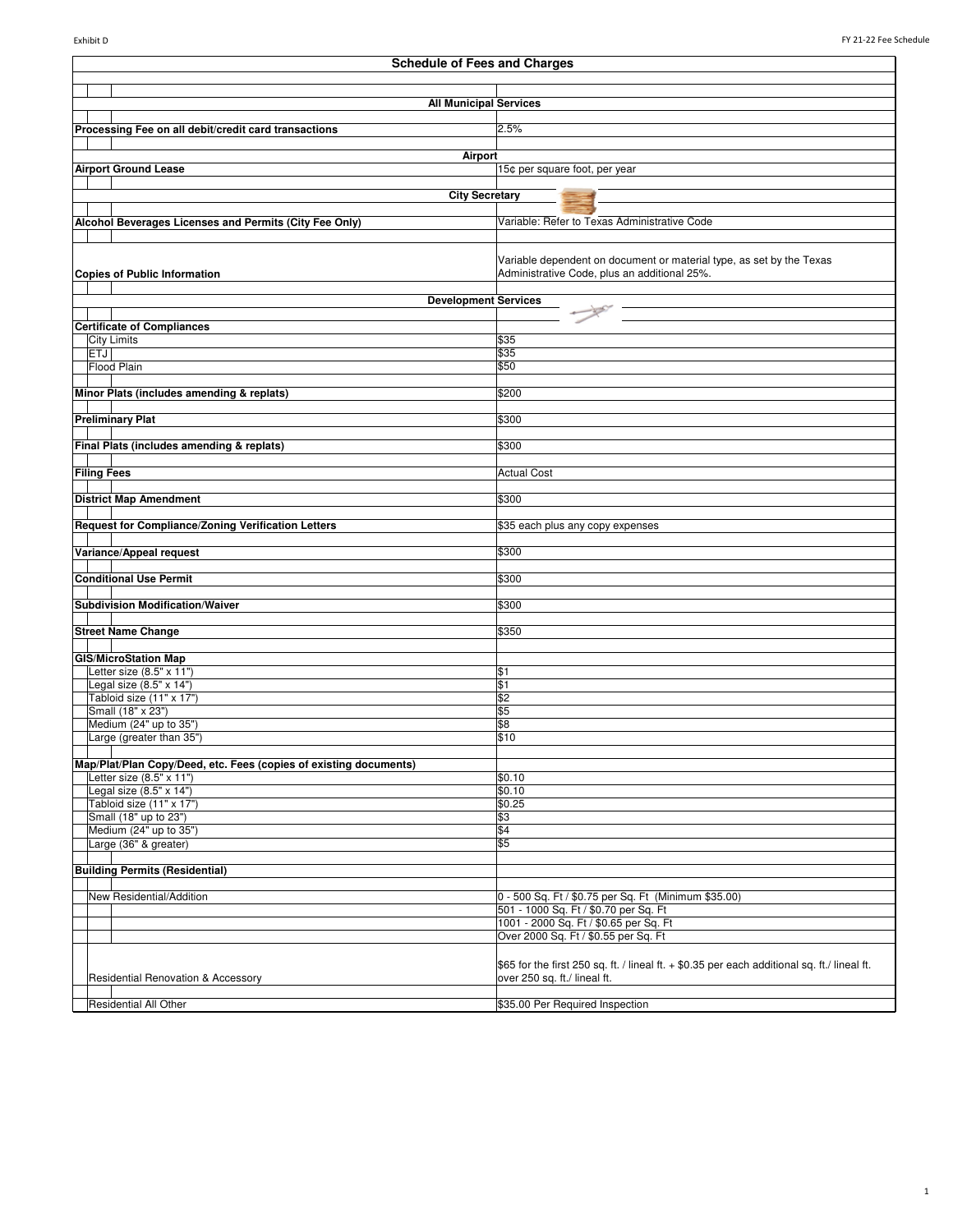# Schedule of Fees and Charges

| Item | Fee |
|---|---|
| **All Municipal Services** | |
| **Processing Fee on all debit/credit card transactions** | 2.5% |
| **Airport** | |
| **Airport Ground Lease** | 15¢ per square foot, per year |
| **City Secretary** | |
| **Alcohol Beverages Licenses and Permits (City Fee Only)** | Variable: Refer to Texas Administrative Code |
| **Copies of Public Information** | Variable dependent on document or material type, as set by the Texas Administrative Code, plus an additional 25%. |
| **Development Services** | |
| **Certificate of Compliances** | |
| City Limits | $35 |
| ETJ | $35 |
| Flood Plain | $50 |
| **Minor Plats (includes amending & replats)** | $200 |
| **Preliminary Plat** | $300 |
| **Final Plats (includes amending & replats)** | $300 |
| **Filing Fees** | Actual Cost |
| **District Map Amendment** | $300 |
| **Request for Compliance/Zoning Verification Letters** | $35 each plus any copy expenses |
| **Variance/Appeal request** | $300 |
| **Conditional Use Permit** | $300 |
| **Subdivision Modification/Waiver** | $300 |
| **Street Name Change** | $350 |
| **GIS/MicroStation Map** | |
| Letter size (8.5" x 11") | $1 |
| Legal size (8.5" x 14") | $1 |
| Tabloid size (11" x 17") | $2 |
| Small (18" x 23") | $5 |
| Medium (24" up to 35") | $8 |
| Large (greater than 35") | $10 |
| **Map/Plat/Plan Copy/Deed, etc. Fees (copies of existing documents)** | |
| Letter size (8.5" x 11") | $0.10 |
| Legal size (8.5" x 14") | $0.10 |
| Tabloid size (11" x 17") | $0.25 |
| Small (18" up to 23") | $3 |
| Medium (24" up to 35") | $4 |
| Large (36" & greater) | $5 |
| **Building Permits (Residential)** | |
| New Residential/Addition | 0 - 500 Sq. Ft / $0.75 per Sq. Ft (Minimum $35.00) |
| | 501 - 1000 Sq. Ft / $0.70 per Sq. Ft |
| | 1001 - 2000 Sq. Ft / $0.65 per Sq. Ft |
| | Over 2000 Sq. Ft / $0.55 per Sq. Ft |
| Residential Renovation & Accessory | $65 for the first 250 sq. ft. / lineal ft. + $0.35 per each additional sq. ft./ lineal ft. over 250 sq. ft./ lineal ft. |
| Residential All Other | $35.00 Per Required Inspection |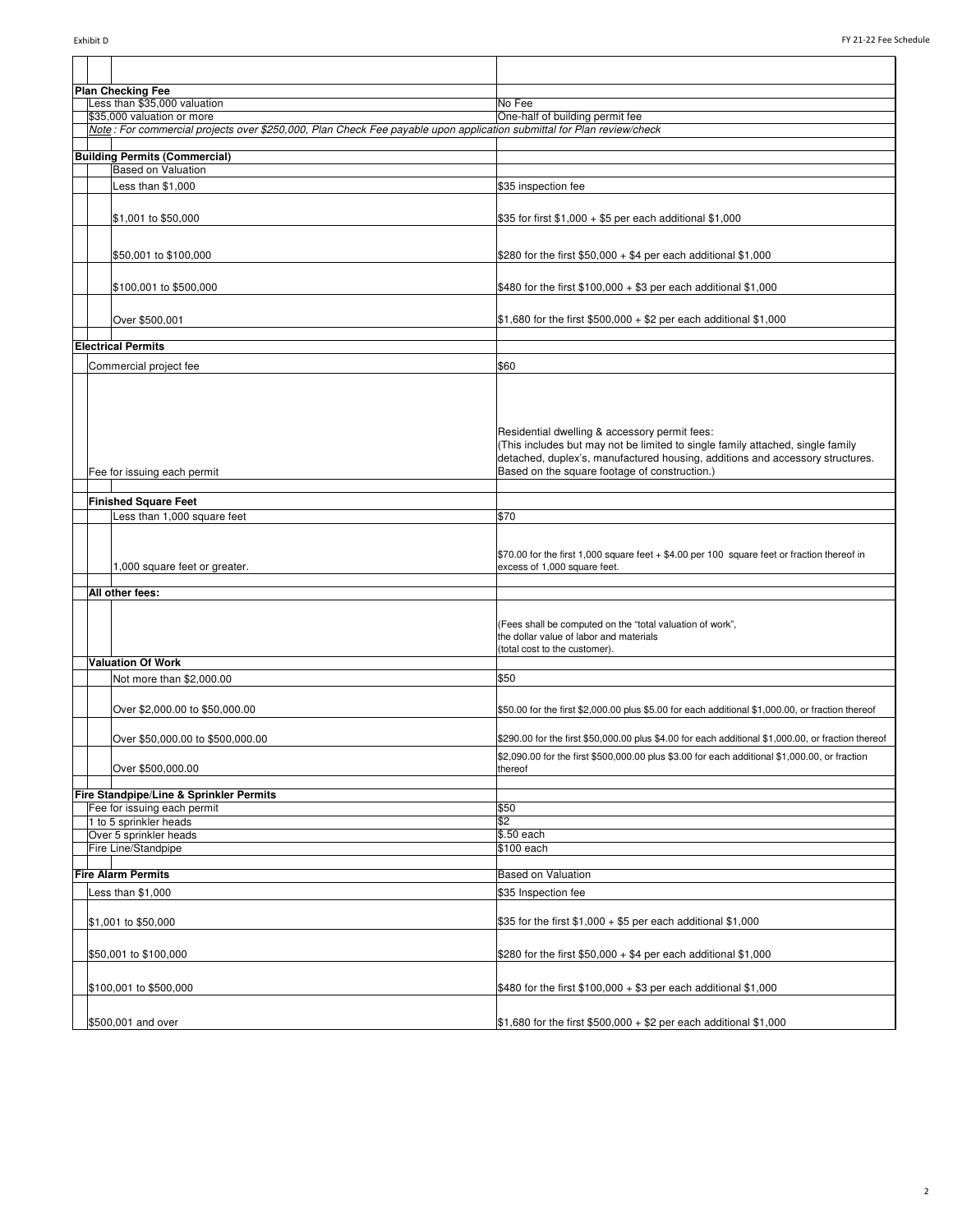| | |
|---|---|
| **Plan Checking Fee** | |
| Less than $35,000 valuation | No Fee |
| $35,000 valuation or more | One-half of building permit fee |
| *Note : For commercial projects over $250,000, Plan Check Fee payable upon application submittal for Plan review/check* | |
| | |
| **Building Permits (Commercial)** | |
| Based on Valuation | |
| Less than $1,000 | $35 inspection fee |
| $1,001 to $50,000 | $35 for first $1,000 + $5 per each additional $1,000 |
| $50,001 to $100,000 | $280 for the first $50,000 + $4 per each additional $1,000 |
| $100,001 to $500,000 | $480 for the first $100,000 + $3 per each additional $1,000 |
| Over $500,001 | $1,680 for the first $500,000 + $2 per each additional $1,000 |
| | |
| **Electrical Permits** | |
| Commercial project fee | $60 |
| Fee for issuing each permit | Residential dwelling & accessory permit fees: (This includes but may not be limited to single family attached, single family detached, duplex's, manufactured housing, additions and accessory structures. Based on the square footage of construction.) |
| | |
| **Finished Square Feet** | |
| Less than 1,000 square feet | $70 |
| 1,000 square feet or greater. | $70.00 for the first 1,000 square feet + $4.00 per 100 square feet or fraction thereof in excess of 1,000 square feet. |
| | |
| **All other fees:** | |
| | (Fees shall be computed on the "total valuation of work", the dollar value of labor and materials (total cost to the customer). |
| **Valuation Of Work** | |
| Not more than $2,000.00 | $50 |
| Over $2,000.00 to $50,000.00 | $50.00 for the first $2,000.00 plus $5.00 for each additional $1,000.00, or fraction thereof |
| Over $50,000.00 to $500,000.00 | $290.00 for the first $50,000.00 plus $4.00 for each additional $1,000.00, or fraction thereof |
| Over $500,000.00 | $2,090.00 for the first $500,000.00 plus $3.00 for each additional $1,000.00, or fraction thereof |
| | |
| **Fire Standpipe/Line & Sprinkler Permits** | |
| Fee for issuing each permit | $50 |
| 1 to 5 sprinkler heads | $2 |
| Over 5 sprinkler heads | $.50 each |
| Fire Line/Standpipe | $100 each |
| | |
| **Fire Alarm Permits** | Based on Valuation |
| Less than $1,000 | $35 Inspection fee |
| $1,001 to $50,000 | $35 for the first $1,000 + $5 per each additional $1,000 |
| $50,001 to $100,000 | $280 for the first $50,000 + $4 per each additional $1,000 |
| $100,001 to $500,000 | $480 for the first $100,000 + $3 per each additional $1,000 |
| $500,001 and over | $1,680 for the first $500,000 + $2 per each additional $1,000 |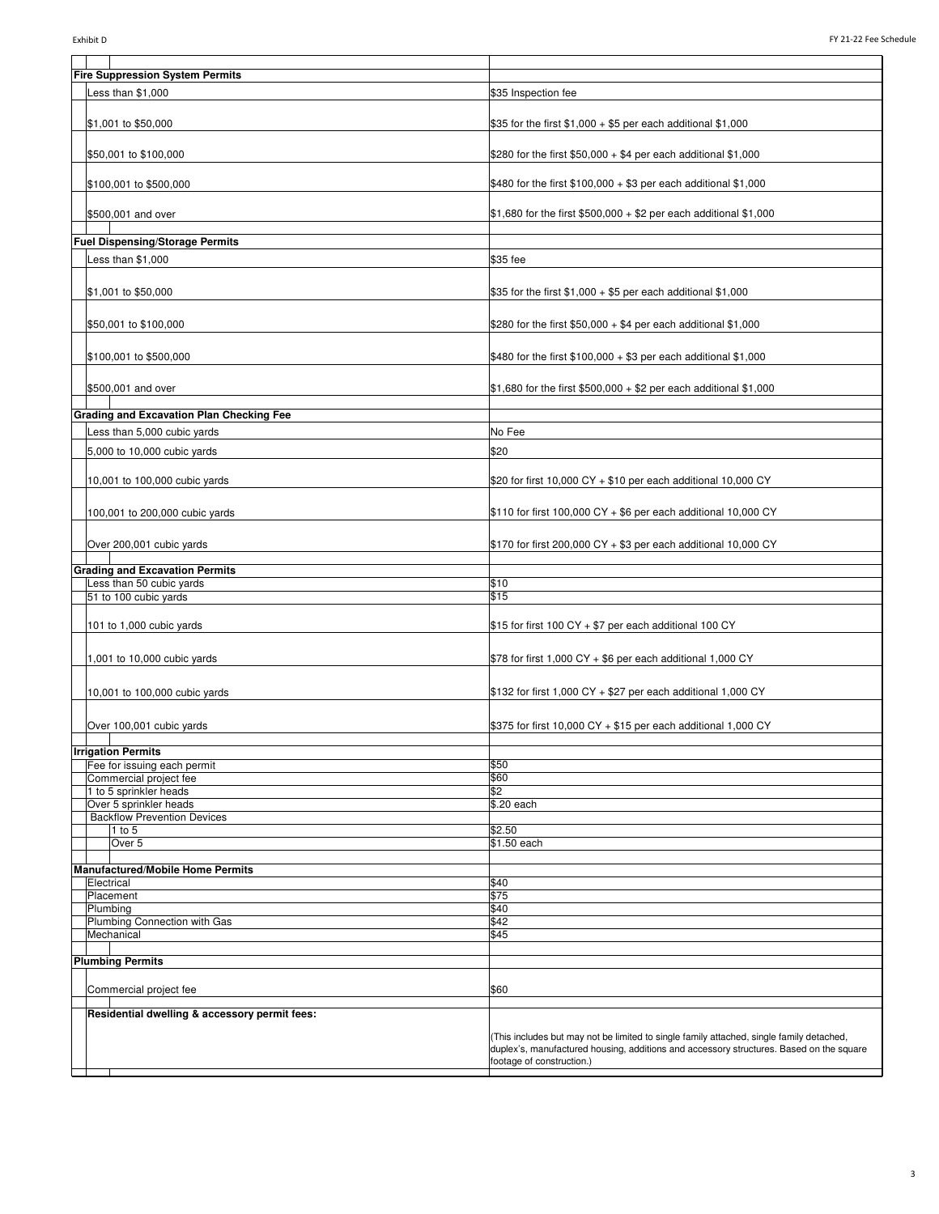| | |
|---|---|
| **Fire Suppression System Permits** | |
| Less than $1,000 | $35 Inspection fee |
| $1,001 to $50,000 | $35 for the first $1,000 + $5 per each additional $1,000 |
| $50,001 to $100,000 | $280 for the first $50,000 + $4 per each additional $1,000 |
| $100,001 to $500,000 | $480 for the first $100,000 + $3 per each additional $1,000 |
| $500,001 and over | $1,680 for the first $500,000 + $2 per each additional $1,000 |
| | |
| **Fuel Dispensing/Storage Permits** | |
| Less than $1,000 | $35 fee |
| $1,001 to $50,000 | $35 for the first $1,000 + $5 per each additional $1,000 |
| $50,001 to $100,000 | $280 for the first $50,000 + $4 per each additional $1,000 |
| $100,001 to $500,000 | $480 for the first $100,000 + $3 per each additional $1,000 |
| $500,001 and over | $1,680 for the first $500,000 + $2 per each additional $1,000 |
| | |
| **Grading and Excavation Plan Checking Fee** | |
| Less than 5,000 cubic yards | No Fee |
| 5,000 to 10,000 cubic yards | $20 |
| 10,001 to 100,000 cubic yards | $20 for first 10,000 CY + $10 per each additional 10,000 CY |
| 100,001 to 200,000 cubic yards | $110 for first 100,000 CY + $6 per each additional 10,000 CY |
| Over 200,001 cubic yards | $170 for first 200,000 CY + $3 per each additional 10,000 CY |
| | |
| **Grading and Excavation Permits** | |
| Less than 50 cubic yards | $10 |
| 51 to 100 cubic yards | $15 |
| 101 to 1,000 cubic yards | $15 for first 100 CY + $7 per each additional 100 CY |
| 1,001 to 10,000 cubic yards | $78 for first 1,000 CY + $6 per each additional 1,000 CY |
| 10,001 to 100,000 cubic yards | $132 for first 1,000 CY + $27 per each additional 1,000 CY |
| Over 100,001 cubic yards | $375 for first 10,000 CY + $15 per each additional 1,000 CY |
| | |
| **Irrigation Permits** | |
| Fee for issuing each permit | $50 |
| Commercial project fee | $60 |
| 1 to 5 sprinkler heads | $2 |
| Over 5 sprinkler heads | $.20 each |
| Backflow Prevention Devices | |
| 1 to 5 | $2.50 |
| Over 5 | $1.50 each |
| | |
| **Manufactured/Mobile Home Permits** | |
| Electrical | $40 |
| Placement | $75 |
| Plumbing | $40 |
| Plumbing Connection with Gas | $42 |
| Mechanical | $45 |
| | |
| **Plumbing Permits** | |
| Commercial project fee | $60 |
| | |
| **Residential dwelling & accessory permit fees:** | |
| | (This includes but may not be limited to single family attached, single family detached, duplex's, manufactured housing, additions and accessory structures. Based on the square footage of construction.) |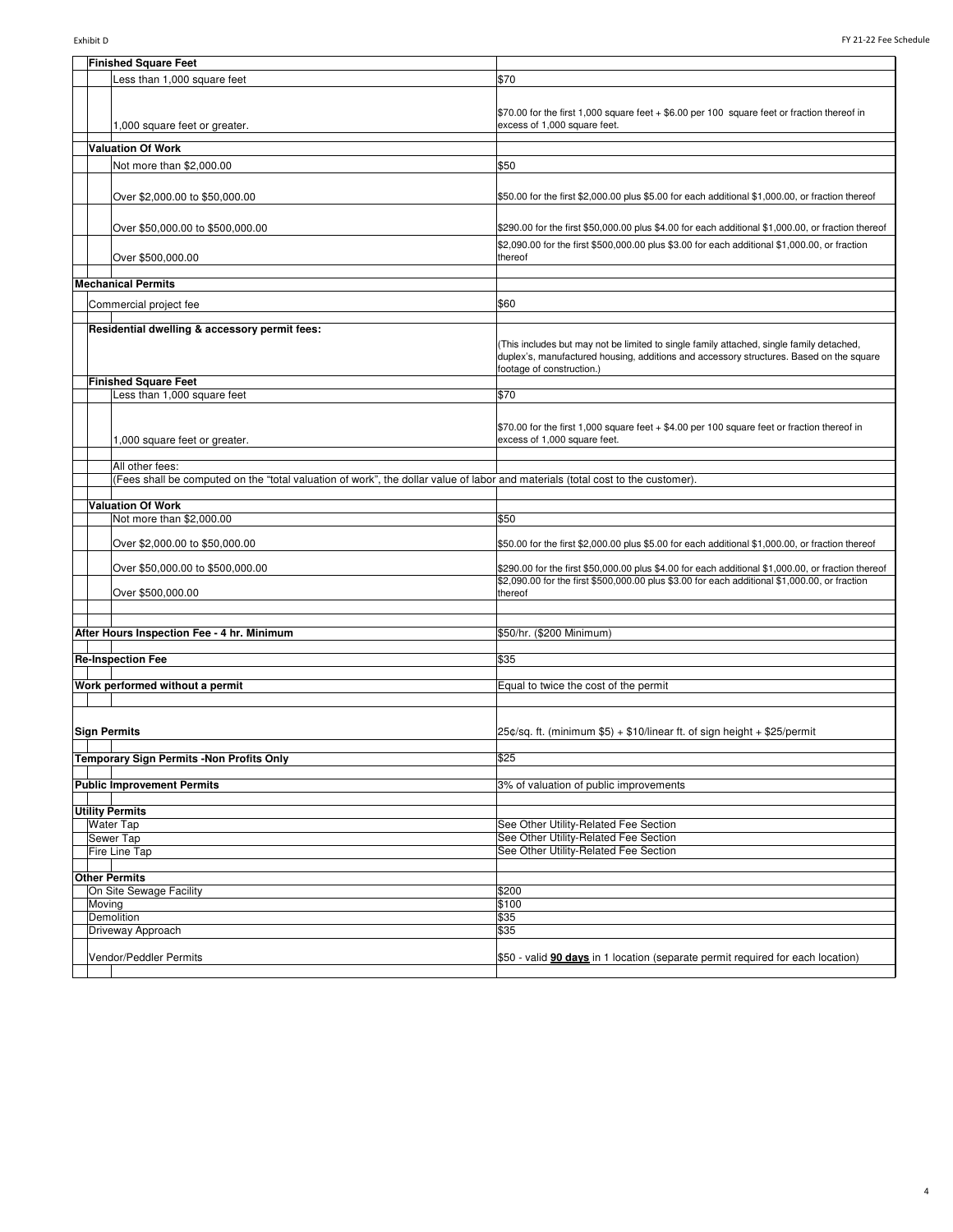| Item | Fee |
|---|---|
| **Finished Square Feet** | |
| Less than 1,000 square feet | $70 |
| 1,000 square feet or greater. | $70.00 for the first 1,000 square feet + $6.00 per 100 square feet or fraction thereof in excess of 1,000 square feet. |
| **Valuation Of Work** | |
| Not more than $2,000.00 | $50 |
| Over $2,000.00 to $50,000.00 | $50.00 for the first $2,000.00 plus $5.00 for each additional $1,000.00, or fraction thereof |
| Over $50,000.00 to $500,000.00 | $290.00 for the first $50,000.00 plus $4.00 for each additional $1,000.00, or fraction thereof |
| Over $500,000.00 | $2,090.00 for the first $500,000.00 plus $3.00 for each additional $1,000.00, or fraction thereof |
| **Mechanical Permits** | |
| Commercial project fee | $60 |
| **Residential dwelling & accessory permit fees:** | (This includes but may not be limited to single family attached, single family detached, duplex's, manufactured housing, additions and accessory structures. Based on the square footage of construction.) |
| **Finished Square Feet** | |
| Less than 1,000 square feet | $70 |
| 1,000 square feet or greater. | $70.00 for the first 1,000 square feet + $4.00 per 100 square feet or fraction thereof in excess of 1,000 square feet. |
| All other fees: | |
| (Fees shall be computed on the "total valuation of work", the dollar value of labor and materials (total cost to the customer). | |
| **Valuation Of Work** | |
| Not more than $2,000.00 | $50 |
| Over $2,000.00 to $50,000.00 | $50.00 for the first $2,000.00 plus $5.00 for each additional $1,000.00, or fraction thereof |
| Over $50,000.00 to $500,000.00 | $290.00 for the first $50,000.00 plus $4.00 for each additional $1,000.00, or fraction thereof |
| Over $500,000.00 | $2,090.00 for the first $500,000.00 plus $3.00 for each additional $1,000.00, or fraction thereof |
| **After Hours Inspection Fee - 4 hr. Minimum** | $50/hr. ($200 Minimum) |
| **Re-Inspection Fee** | $35 |
| **Work performed without a permit** | Equal to twice the cost of the permit |
| **Sign Permits** | 25¢/sq. ft. (minimum $5) + $10/linear ft. of sign height + $25/permit |
| **Temporary Sign Permits -Non Profits Only** | $25 |
| **Public Improvement Permits** | 3% of valuation of public improvements |
| **Utility Permits** | |
| Water Tap | See Other Utility-Related Fee Section |
| Sewer Tap | See Other Utility-Related Fee Section |
| Fire Line Tap | See Other Utility-Related Fee Section |
| **Other Permits** | |
| On Site Sewage Facility | $200 |
| Moving | $100 |
| Demolition | $35 |
| Driveway Approach | $35 |
| Vendor/Peddler Permits | $50 - valid **90 days** in 1 location (separate permit required for each location) |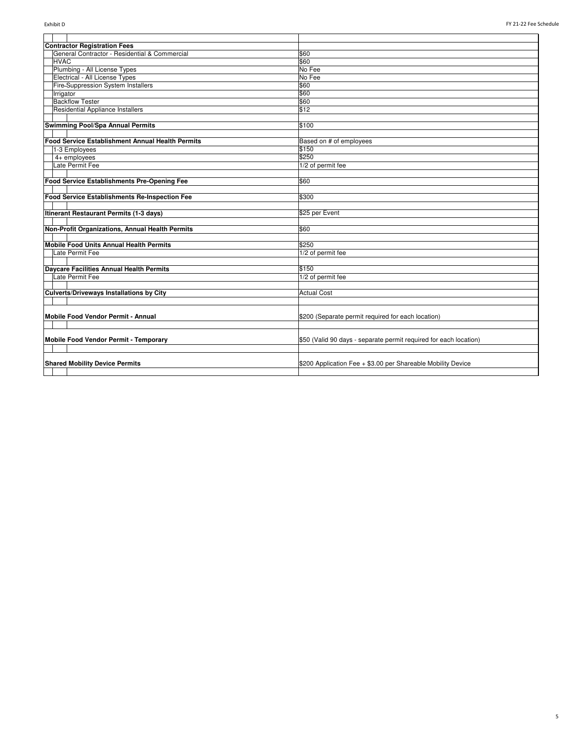| | |
|---|---|
| **Contractor Registration Fees** | |
| General Contractor - Residential & Commercial | $60 |
| HVAC | $60 |
| Plumbing - All License Types | No Fee |
| Electrical - All License Types | No Fee |
| Fire-Suppression System Installers | $60 |
| Irrigator | $60 |
| Backflow Tester | $60 |
| Residential Appliance Installers | $12 |
| | |
| **Swimming Pool/Spa Annual Permits** | $100 |
| | |
| **Food Service Establishment Annual Health Permits** | Based on # of employees |
| 1-3 Employees | $150 |
| 4+ employees | $250 |
| Late Permit Fee | 1/2 of permit fee |
| | |
| **Food Service Establishments Pre-Opening Fee** | $60 |
| | |
| **Food Service Establishments Re-Inspection Fee** | $300 |
| | |
| **Itinerant Restaurant Permits (1-3 days)** | $25 per Event |
| | |
| **Non-Profit Organizations, Annual Health Permits** | $60 |
| | |
| **Mobile Food Units Annual Health Permits** | $250 |
| Late Permit Fee | 1/2 of permit fee |
| | |
| **Daycare Facilities Annual Health Permits** | $150 |
| Late Permit Fee | 1/2 of permit fee |
| | |
| **Culverts/Driveways Installations by City** | Actual Cost |
| | |
| **Mobile Food Vendor Permit - Annual** | $200 (Separate permit required for each location) |
| | |
| **Mobile Food Vendor Permit - Temporary** | $50 (Valid 90 days - separate permit required for each location) |
| | |
| **Shared Mobility Device Permits** | $200 Application Fee + $3.00 per Shareable Mobility Device |
| | |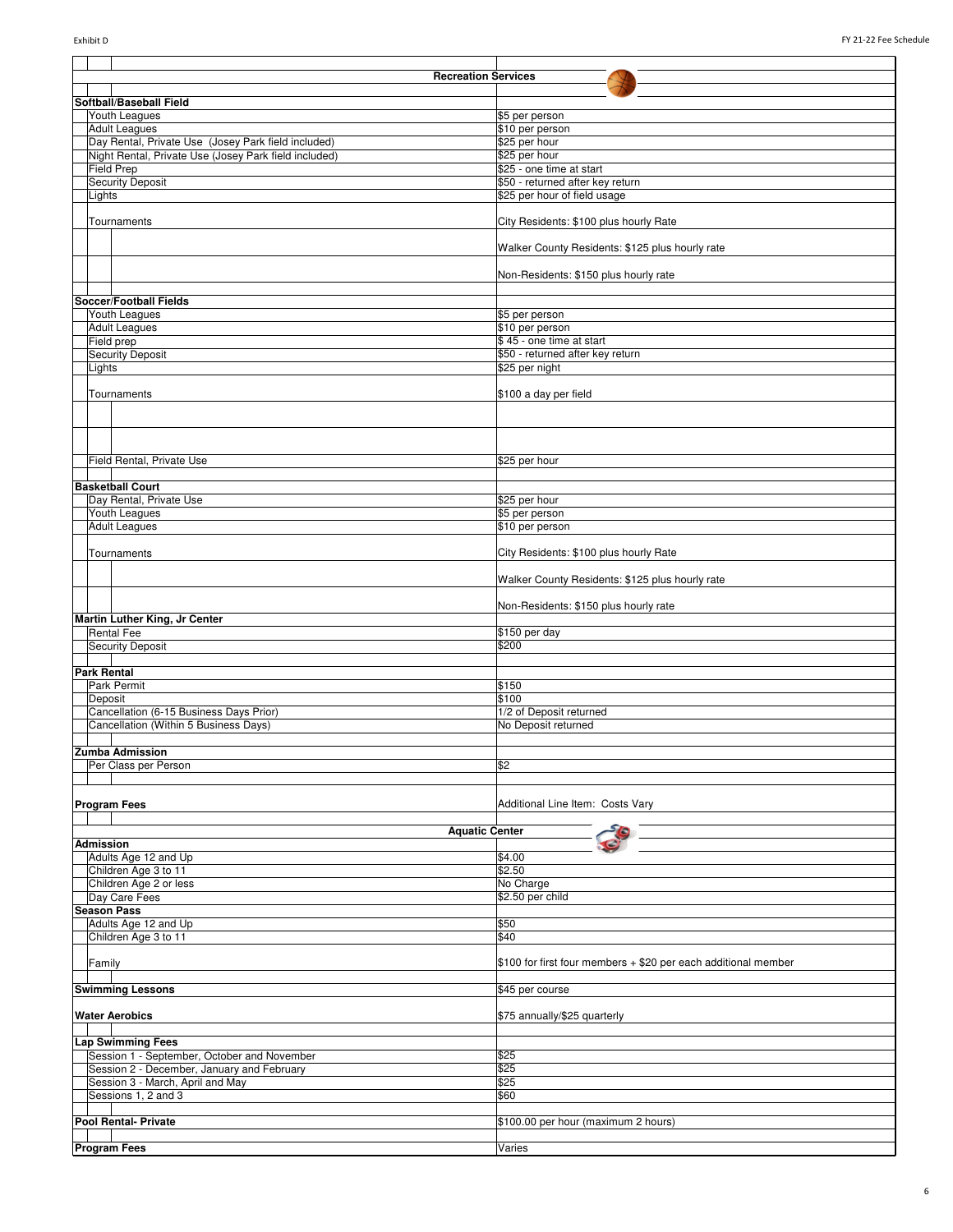| Recreation Services | |
|---|---|
| **Softball/Baseball Field** | |
| Youth Leagues | $5 per person |
| Adult Leagues | $10 per person |
| Day Rental, Private Use (Josey Park field included) | $25 per hour |
| Night Rental, Private Use (Josey Park field included) | $25 per hour |
| Field Prep | $25 - one time at start |
| Security Deposit | $50 - returned after key return |
| Lights | $25 per hour of field usage |
| Tournaments | City Residents: $100 plus hourly Rate |
| | Walker County Residents: $125 plus hourly rate |
| | Non-Residents: $150 plus hourly rate |
| **Soccer/Football Fields** | |
| Youth Leagues | $5 per person |
| Adult Leagues | $10 per person |
| Field prep | $ 45 - one time at start |
| Security Deposit | $50 - returned after key return |
| Lights | $25 per night |
| Tournaments | $100 a day per field |
| Field Rental, Private Use | $25 per hour |
| **Basketball Court** | |
| Day Rental, Private Use | $25 per hour |
| Youth Leagues | $5 per person |
| Adult Leagues | $10 per person |
| Tournaments | City Residents: $100 plus hourly Rate |
| | Walker County Residents: $125 plus hourly rate |
| | Non-Residents: $150 plus hourly rate |
| **Martin Luther King, Jr Center** | |
| Rental Fee | $150 per day |
| Security Deposit | $200 |
| **Park Rental** | |
| Park Permit | $150 |
| Deposit | $100 |
| Cancellation (6-15 Business Days Prior) | 1/2 of Deposit returned |
| Cancellation (Within 5 Business Days) | No Deposit returned |
| **Zumba Admission** | |
| Per Class per Person | $2 |
| **Program Fees** | Additional Line Item: Costs Vary |

| Aquatic Center | |
|---|---|
| **Admission** | |
| Adults Age 12 and Up | $4.00 |
| Children Age 3 to 11 | $2.50 |
| Children Age 2 or less | No Charge |
| Day Care Fees | $2.50 per child |
| **Season Pass** | |
| Adults Age 12 and Up | $50 |
| Children Age 3 to 11 | $40 |
| Family | $100 for first four members + $20 per each additional member |
| **Swimming Lessons** | $45 per course |
| **Water Aerobics** | $75 annually/$25 quarterly |
| **Lap Swimming Fees** | |
| Session 1 - September, October and November | $25 |
| Session 2 - December, January and February | $25 |
| Session 3 - March, April and May | $25 |
| Sessions 1, 2 and 3 | $60 |
| **Pool Rental- Private** | $100.00 per hour (maximum 2 hours) |
| **Program Fees** | Varies |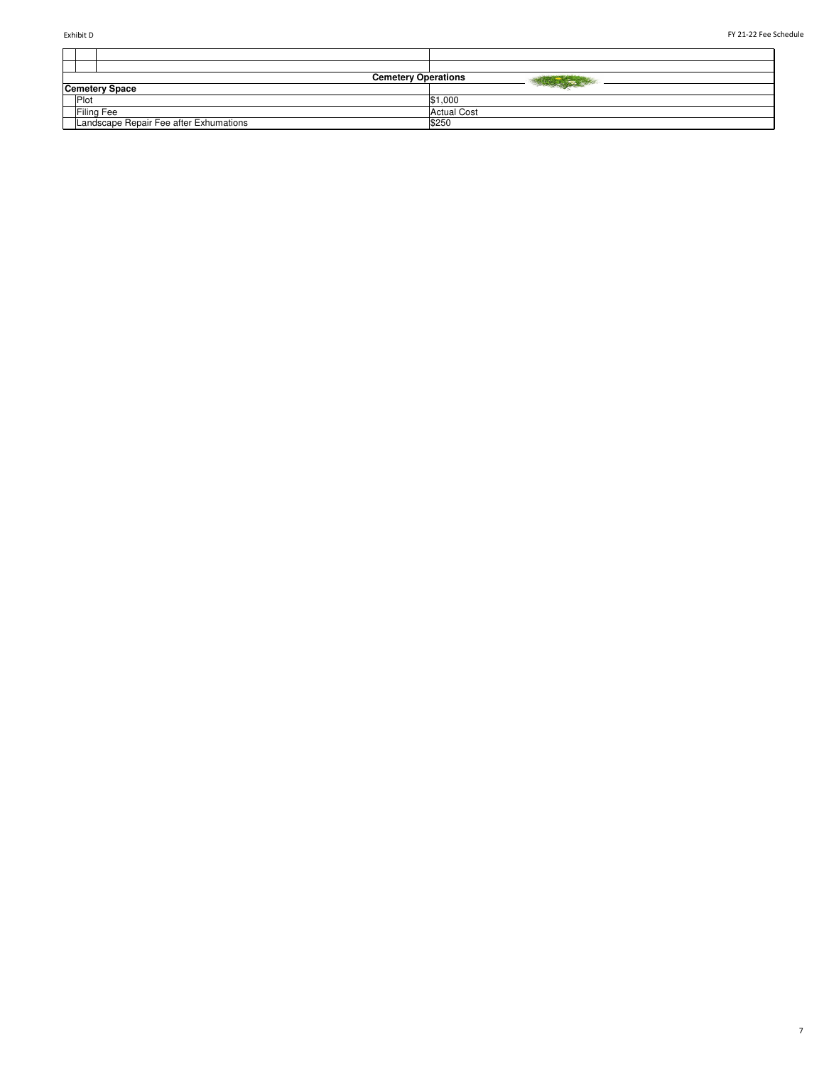| Cemetery Operations | |
|---|---|
| **Cemetery Space** | |
| Plot | $1,000 |
| Filing Fee | Actual Cost |
| Landscape Repair Fee after Exhumations | $250 |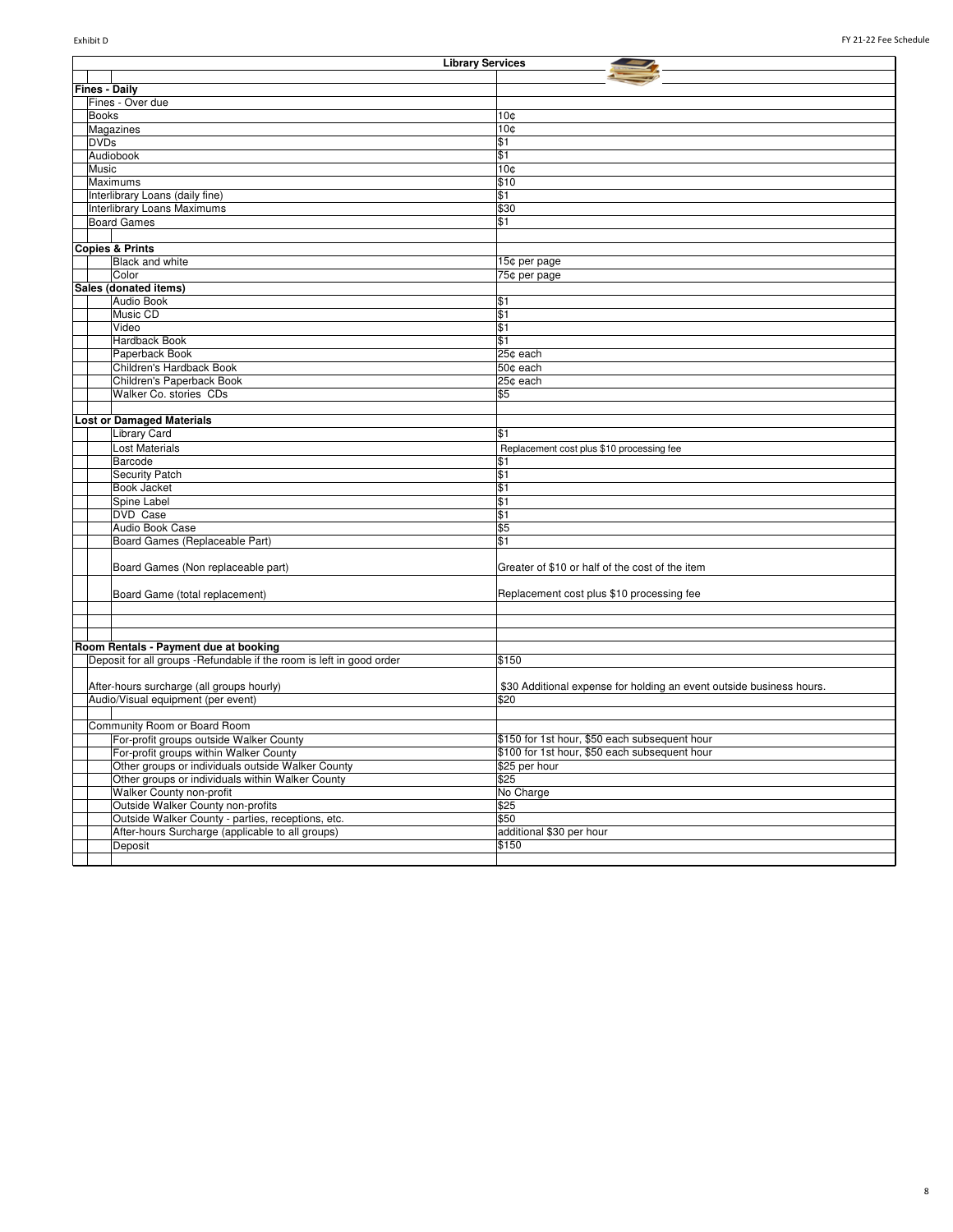| Library Services | |
|---|---|
| **Fines - Daily** | |
| Fines - Over due | |
| Books | 10¢ |
| Magazines | 10¢ |
| DVDs | $1 |
| Audiobook | $1 |
| Music | 10¢ |
| Maximums | $10 |
| Interlibrary Loans (daily fine) | $1 |
| Interlibrary Loans Maximums | $30 |
| Board Games | $1 |
| | |
| **Copies & Prints** | |
| Black and white | 15¢ per page |
| Color | 75¢ per page |
| **Sales (donated items)** | |
| Audio Book | $1 |
| Music CD | $1 |
| Video | $1 |
| Hardback Book | $1 |
| Paperback Book | 25¢ each |
| Children's Hardback Book | 50¢ each |
| Children's Paperback Book | 25¢ each |
| Walker Co. stories CDs | $5 |
| | |
| **Lost or Damaged Materials** | |
| Library Card | $1 |
| Lost Materials | Replacement cost plus $10 processing fee |
| Barcode | $1 |
| Security Patch | $1 |
| Book Jacket | $1 |
| Spine Label | $1 |
| DVD Case | $1 |
| Audio Book Case | $5 |
| Board Games (Replaceable Part) | $1 |
| Board Games (Non replaceable part) | Greater of $10 or half of the cost of the item |
| Board Game (total replacement) | Replacement cost plus $10 processing fee |
| | |
| | |
| | |
| **Room Rentals - Payment due at booking** | |
| Deposit for all groups -Refundable if the room is left in good order | $150 |
| After-hours surcharge (all groups hourly) | $30 Additional expense for holding an event outside business hours. |
| Audio/Visual equipment (per event) | $20 |
| | |
| Community Room or Board Room | |
| For-profit groups outside Walker County | $150 for 1st hour, $50 each subsequent hour |
| For-profit groups within Walker County | $100 for 1st hour, $50 each subsequent hour |
| Other groups or individuals outside Walker County | $25 per hour |
| Other groups or individuals within Walker County | $25 |
| Walker County non-profit | No Charge |
| Outside Walker County non-profits | $25 |
| Outside Walker County - parties, receptions, etc. | $50 |
| After-hours Surcharge (applicable to all groups) | additional $30 per hour |
| Deposit | $150 |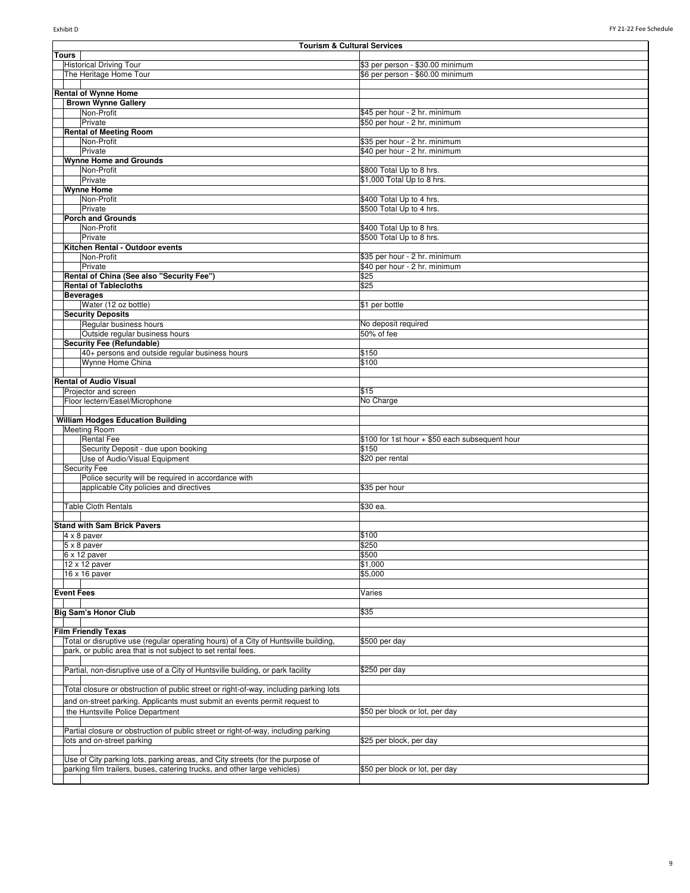| Tourism & Cultural Services | |
|---|---|
| **Tours** | |
| Historical Driving Tour | $3 per person - $30.00 minimum |
| The Heritage Home Tour | $6 per person - $60.00 minimum |
| | |
| **Rental of Wynne Home** | |
| **Brown Wynne Gallery** | |
| Non-Profit | $45 per hour - 2 hr. minimum |
| Private | $50 per hour - 2 hr. minimum |
| **Rental of Meeting Room** | |
| Non-Profit | $35 per hour - 2 hr. minimum |
| Private | $40 per hour - 2 hr. minimum |
| **Wynne Home and Grounds** | |
| Non-Profit | $800 Total Up to 8 hrs. |
| Private | $1,000 Total Up to 8 hrs. |
| **Wynne Home** | |
| Non-Profit | $400 Total Up to 4 hrs. |
| Private | $500 Total Up to 4 hrs. |
| **Porch and Grounds** | |
| Non-Profit | $400 Total Up to 8 hrs. |
| Private | $500 Total Up to 8 hrs. |
| **Kitchen Rental - Outdoor events** | |
| Non-Profit | $35 per hour - 2 hr. minimum |
| Private | $40 per hour - 2 hr. minimum |
| **Rental of China (See also "Security Fee")** | $25 |
| **Rental of Tablecloths** | $25 |
| **Beverages** | |
| Water (12 oz bottle) | $1 per bottle |
| **Security Deposits** | |
| Regular business hours | No deposit required |
| Outside regular business hours | 50% of fee |
| **Security Fee (Refundable)** | |
| 40+ persons and outside regular business hours | $150 |
| Wynne Home China | $100 |
| | |
| **Rental of Audio Visual** | |
| Projector and screen | $15 |
| Floor lectern/Easel/Microphone | No Charge |
| | |
| **William Hodges Education Building** | |
| Meeting Room | |
| Rental Fee | $100 for 1st hour + $50 each subsequent hour |
| Security Deposit - due upon booking | $150 |
| Use of Audio/Visual Equipment | $20 per rental |
| Security Fee | |
| Police security will be required in accordance with applicable City policies and directives | $35 per hour |
| | |
| Table Cloth Rentals | $30 ea. |
| | |
| **Stand with Sam Brick Pavers** | |
| 4 x 8 paver | $100 |
| 5 x 8 paver | $250 |
| 6 x 12 paver | $500 |
| 12 x 12 paver | $1,000 |
| 16 x 16 paver | $5,000 |
| | |
| **Event Fees** | Varies |
| | |
| **Big Sam's Honor Club** | $35 |
| | |
| **Film Friendly Texas** | |
| Total or disruptive use (regular operating hours) of a City of Huntsville building, park, or public area that is not subject to set rental fees. | $500 per day |
| | |
| Partial, non-disruptive use of a City of Huntsville building, or park facility | $250 per day |
| | |
| Total closure or obstruction of public street or right-of-way, including parking lots and on-street parking. Applicants must submit an events permit request to the Huntsville Police Department | $50 per block or lot, per day |
| | |
| Partial closure or obstruction of public street or right-of-way, including parking lots and on-street parking | $25 per block, per day |
| | |
| Use of City parking lots, parking areas, and City streets (for the purpose of parking film trailers, buses, catering trucks, and other large vehicles) | $50 per block or lot, per day |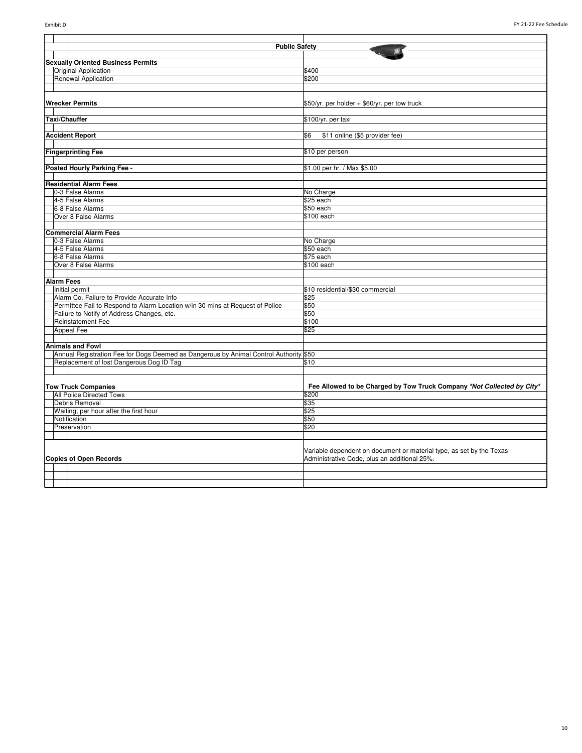| Public Safety | |
|---|---|
| **Sexually Oriented Business Permits** | |
| Original Application | $400 |
| Renewal Application | $200 |
| | |
| **Wrecker Permits** | $50/yr. per holder + $60/yr. per tow truck |
| | |
| **Taxi/Chauffer** | $100/yr. per taxi |
| | |
| **Accident Report** | $6 $11 online ($5 provider fee) |
| | |
| **Fingerprinting Fee** | $10 per person |
| | |
| **Posted Hourly Parking Fee -** | $1.00 per hr. / Max $5.00 |
| | |
| **Residential Alarm Fees** | |
| 0-3 False Alarms | No Charge |
| 4-5 False Alarms | $25 each |
| 6-8 False Alarms | $50 each |
| Over 8 False Alarms | $100 each |
| | |
| **Commercial Alarm Fees** | |
| 0-3 False Alarms | No Charge |
| 4-5 False Alarms | $50 each |
| 6-8 False Alarms | $75 each |
| Over 8 False Alarms | $100 each |
| | |
| **Alarm Fees** | |
| Initial permit | $10 residential/$30 commercial |
| Alarm Co. Failure to Provide Accurate Info | $25 |
| Permittee Fail to Respond to Alarm Location w/in 30 mins at Request of Police | $50 |
| Failure to Notify of Address Changes, etc. | $50 |
| Reinstatement Fee | $100 |
| Appeal Fee | $25 |
| | |
| **Animals and Fowl** | |
| Annual Registration Fee for Dogs Deemed as Dangerous by Animal Control Authority | $50 |
| Replacement of lost Dangerous Dog ID Tag | $10 |
| | |
| **Tow Truck Companies** | **Fee Allowed to be Charged by Tow Truck Company *\*Not Collected by City\**** |
| All Police Directed Tows | $200 |
| Debris Removal | $35 |
| Waiting, per hour after the first hour | $25 |
| Notification | $50 |
| Preservation | $20 |
| | |
| **Copies of Open Records** | Variable dependent on document or material type, as set by the Texas Administrative Code, plus an additional 25%. |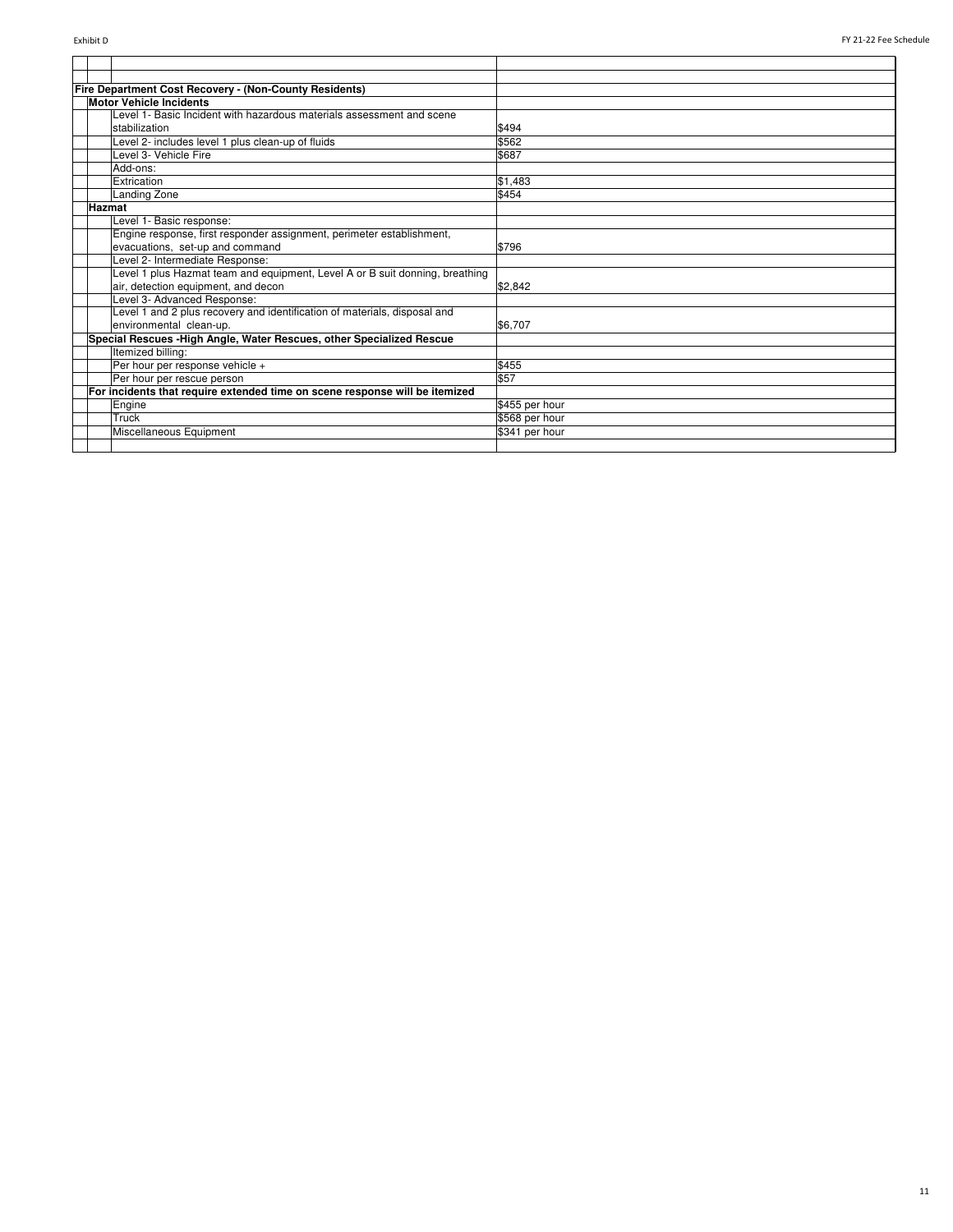| Description | Fee |
|---|---|
| **Fire Department Cost Recovery - (Non-County Residents)** | |
| **Motor Vehicle Incidents** | |
| Level 1- Basic Incident with hazardous materials assessment and scene stabilization | $494 |
| Level 2- includes level 1 plus clean-up of fluids | $562 |
| Level 3- Vehicle Fire | $687 |
| Add-ons: | |
| Extrication | $1,483 |
| Landing Zone | $454 |
| **Hazmat** | |
| Level 1- Basic response: | |
| Engine response, first responder assignment, perimeter establishment, evacuations, set-up and command | $796 |
| Level 2- Intermediate Response: | |
| Level 1 plus Hazmat team and equipment, Level A or B suit donning, breathing air, detection equipment, and decon | $2,842 |
| Level 3- Advanced Response: | |
| Level 1 and 2 plus recovery and identification of materials, disposal and environmental clean-up. | $6,707 |
| **Special Rescues -High Angle, Water Rescues, other Specialized Rescue** | |
| Itemized billing: | |
| Per hour per response vehicle + | $455 |
| Per hour per rescue person | $57 |
| **For incidents that require extended time on scene response will be itemized** | |
| Engine | $455 per hour |
| Truck | $568 per hour |
| Miscellaneous Equipment | $341 per hour |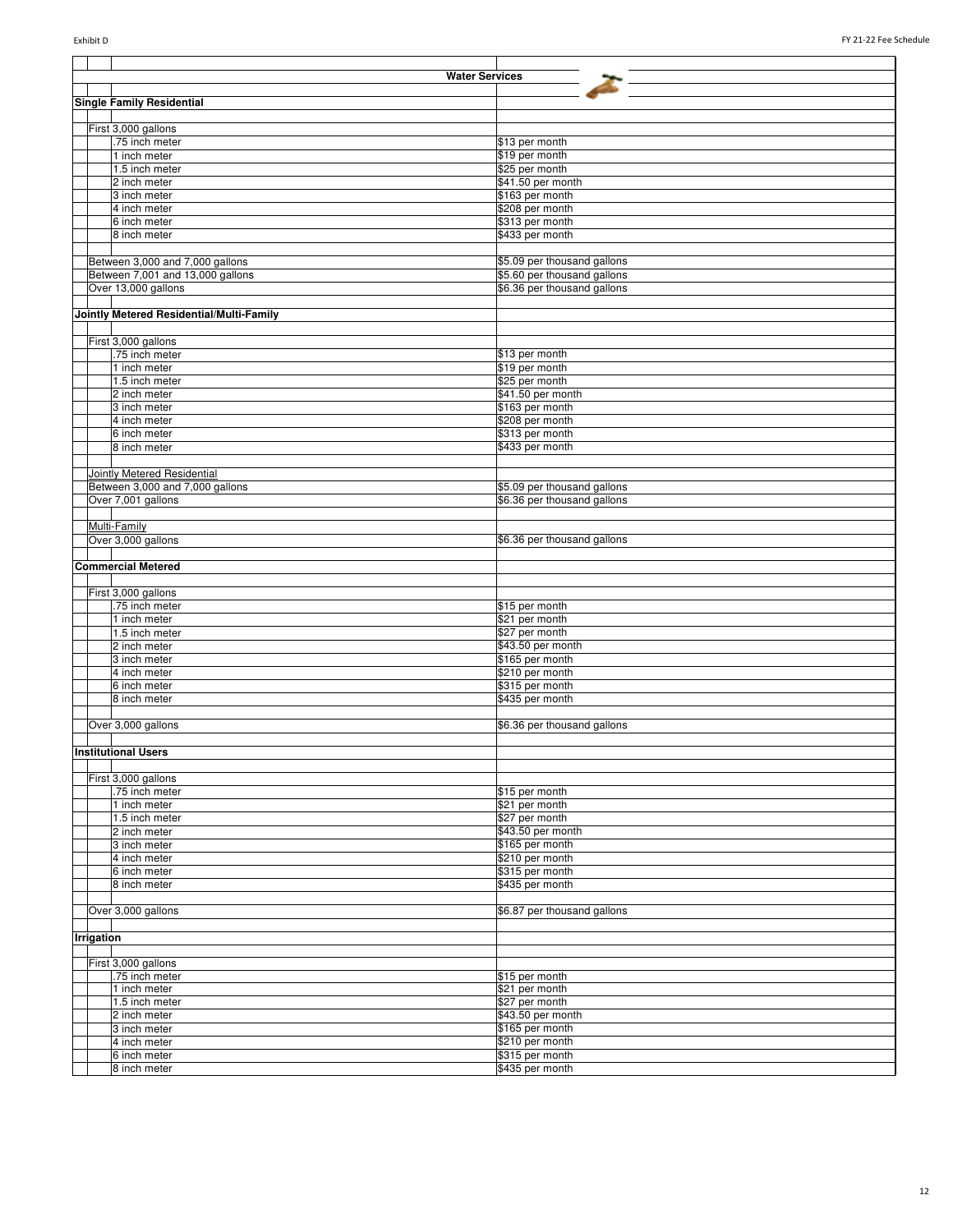## Water Services

| | |
|---|---|
| **Single Family Residential** | |
| First 3,000 gallons | |
| .75 inch meter | $13 per month |
| 1 inch meter | $19 per month |
| 1.5 inch meter | $25 per month |
| 2 inch meter | $41.50 per month |
| 3 inch meter | $163 per month |
| 4 inch meter | $208 per month |
| 6 inch meter | $313 per month |
| 8 inch meter | $433 per month |
| | |
| Between 3,000 and 7,000 gallons | $5.09 per thousand gallons |
| Between 7,001 and 13,000 gallons | $5.60 per thousand gallons |
| Over 13,000 gallons | $6.36 per thousand gallons |
| | |
| **Jointly Metered Residential/Multi-Family** | |
| First 3,000 gallons | |
| .75 inch meter | $13 per month |
| 1 inch meter | $19 per month |
| 1.5 inch meter | $25 per month |
| 2 inch meter | $41.50 per month |
| 3 inch meter | $163 per month |
| 4 inch meter | $208 per month |
| 6 inch meter | $313 per month |
| 8 inch meter | $433 per month |
| | |
| Jointly Metered Residential | |
| Between 3,000 and 7,000 gallons | $5.09 per thousand gallons |
| Over 7,001 gallons | $6.36 per thousand gallons |
| | |
| Multi-Family | |
| Over 3,000 gallons | $6.36 per thousand gallons |
| | |
| **Commercial Metered** | |
| First 3,000 gallons | |
| .75 inch meter | $15 per month |
| 1 inch meter | $21 per month |
| 1.5 inch meter | $27 per month |
| 2 inch meter | $43.50 per month |
| 3 inch meter | $165 per month |
| 4 inch meter | $210 per month |
| 6 inch meter | $315 per month |
| 8 inch meter | $435 per month |
| | |
| Over 3,000 gallons | $6.36 per thousand gallons |
| | |
| **Institutional Users** | |
| First 3,000 gallons | |
| .75 inch meter | $15 per month |
| 1 inch meter | $21 per month |
| 1.5 inch meter | $27 per month |
| 2 inch meter | $43.50 per month |
| 3 inch meter | $165 per month |
| 4 inch meter | $210 per month |
| 6 inch meter | $315 per month |
| 8 inch meter | $435 per month |
| | |
| Over 3,000 gallons | $6.87 per thousand gallons |
| | |
| **Irrigation** | |
| First 3,000 gallons | |
| .75 inch meter | $15 per month |
| 1 inch meter | $21 per month |
| 1.5 inch meter | $27 per month |
| 2 inch meter | $43.50 per month |
| 3 inch meter | $165 per month |
| 4 inch meter | $210 per month |
| 6 inch meter | $315 per month |
| 8 inch meter | $435 per month |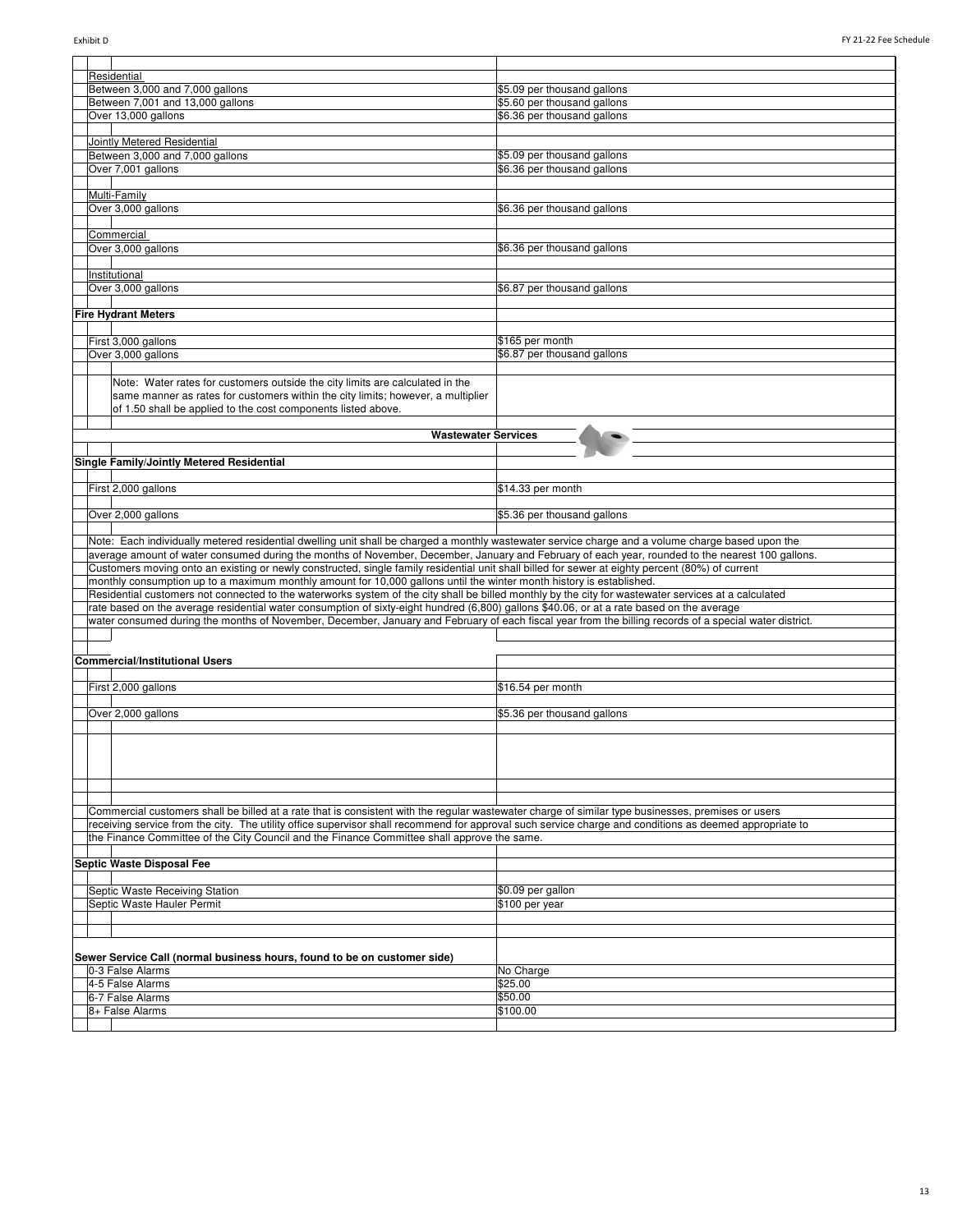| | |
|---|---|
| Residential | |
| Between 3,000 and 7,000 gallons | $5.09 per thousand gallons |
| Between 7,001 and 13,000 gallons | $5.60 per thousand gallons |
| Over 13,000 gallons | $6.36 per thousand gallons |
| | |
| Jointly Metered Residential | |
| Between 3,000 and 7,000 gallons | $5.09 per thousand gallons |
| Over 7,001 gallons | $6.36 per thousand gallons |
| | |
| Multi-Family | |
| Over 3,000 gallons | $6.36 per thousand gallons |
| | |
| Commercial | |
| Over 3,000 gallons | $6.36 per thousand gallons |
| | |
| Institutional | |
| Over 3,000 gallons | $6.87 per thousand gallons |
| | |
| **Fire Hydrant Meters** | |
| | |
| First 3,000 gallons | $165 per month |
| Over 3,000 gallons | $6.87 per thousand gallons |

Note: Water rates for customers outside the city limits are calculated in the same manner as rates for customers within the city limits; however, a multiplier of 1.50 shall be applied to the cost components listed above.

## Wastewater Services

| | |
|---|---|
| **Single Family/Jointly Metered Residential** | |
| | |
| First 2,000 gallons | $14.33 per month |
| | |
| Over 2,000 gallons | $5.36 per thousand gallons |

Note: Each individually metered residential dwelling unit shall be charged a monthly wastewater service charge and a volume charge based upon the average amount of water consumed during the months of November, December, January and February of each year, rounded to the nearest 100 gallons. Customers moving onto an existing or newly constructed, single family residential unit shall billed for sewer at eighty percent (80%) of current monthly consumption up to a maximum monthly amount for 10,000 gallons until the winter month history is established. Residential customers not connected to the waterworks system of the city shall be billed monthly by the city for wastewater services at a calculated rate based on the average residential water consumption of sixty-eight hundred (6,800) gallons $40.06, or at a rate based on the average water consumed during the months of November, December, January and February of each fiscal year from the billing records of a special water district.

| | |
|---|---|
| **Commercial/Institutional Users** | |
| | |
| First 2,000 gallons | $16.54 per month |
| | |
| Over 2,000 gallons | $5.36 per thousand gallons |

Commercial customers shall be billed at a rate that is consistent with the regular wastewater charge of similar type businesses, premises or users receiving service from the city. The utility office supervisor shall recommend for approval such service charge and conditions as deemed appropriate to the Finance Committee of the City Council and the Finance Committee shall approve the same.

| | |
|---|---|
| **Septic Waste Disposal Fee** | |
| | |
| Septic Waste Receiving Station | $0.09 per gallon |
| Septic Waste Hauler Permit | $100 per year |
| | |
| **Sewer Service Call (normal business hours, found to be on customer side)** | |
| 0-3 False Alarms | No Charge |
| 4-5 False Alarms | $25.00 |
| 6-7 False Alarms | $50.00 |
| 8+ False Alarms | $100.00 |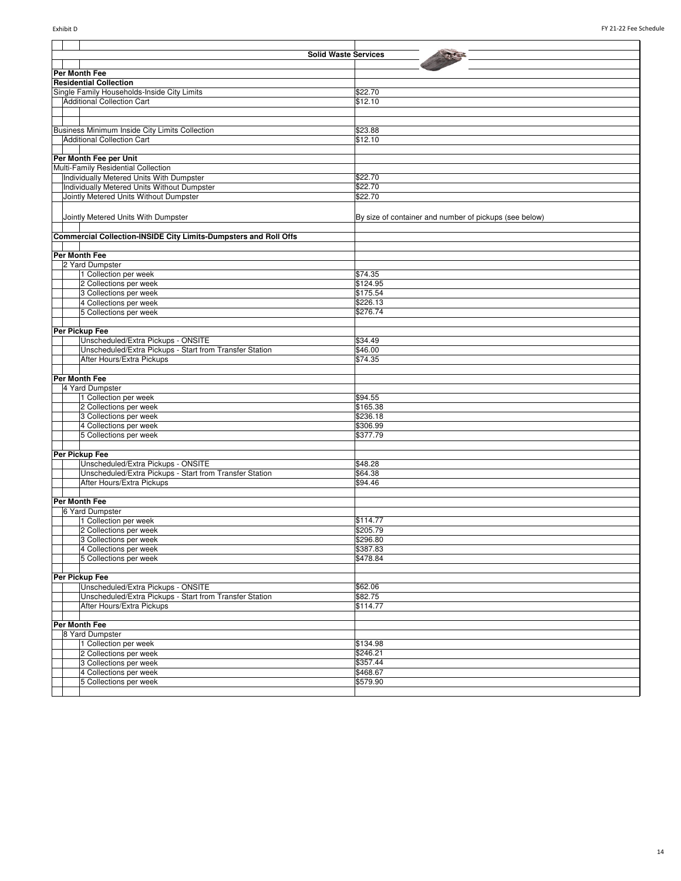## Solid Waste Services

| | |
|---|---|
| **Per Month Fee** | |
| **Residential Collection** | |
| Single Family Households-Inside City Limits | $22.70 |
| Additional Collection Cart | $12.10 |
| | |
| Business Minimum Inside City Limits Collection | $23.88 |
| Additional Collection Cart | $12.10 |
| | |
| **Per Month Fee per Unit** | |
| Multi-Family Residential Collection | |
| Individually Metered Units With Dumpster | $22.70 |
| Individually Metered Units Without Dumpster | $22.70 |
| Jointly Metered Units Without Dumpster | $22.70 |
| Jointly Metered Units With Dumpster | By size of container and number of pickups (see below) |
| | |
| **Commercial Collection-INSIDE City Limits-Dumpsters and Roll Offs** | |
| | |
| **Per Month Fee** | |
| 2 Yard Dumpster | |
| 1 Collection per week | $74.35 |
| 2 Collections per week | $124.95 |
| 3 Collections per week | $175.54 |
| 4 Collections per week | $226.13 |
| 5 Collections per week | $276.74 |
| | |
| **Per Pickup Fee** | |
| Unscheduled/Extra Pickups - ONSITE | $34.49 |
| Unscheduled/Extra Pickups - Start from Transfer Station | $46.00 |
| After Hours/Extra Pickups | $74.35 |
| | |
| **Per Month Fee** | |
| 4 Yard Dumpster | |
| 1 Collection per week | $94.55 |
| 2 Collections per week | $165.38 |
| 3 Collections per week | $236.18 |
| 4 Collections per week | $306.99 |
| 5 Collections per week | $377.79 |
| | |
| **Per Pickup Fee** | |
| Unscheduled/Extra Pickups - ONSITE | $48.28 |
| Unscheduled/Extra Pickups - Start from Transfer Station | $64.38 |
| After Hours/Extra Pickups | $94.46 |
| | |
| **Per Month Fee** | |
| 6 Yard Dumpster | |
| 1 Collection per week | $114.77 |
| 2 Collections per week | $205.79 |
| 3 Collections per week | $296.80 |
| 4 Collections per week | $387.83 |
| 5 Collections per week | $478.84 |
| | |
| **Per Pickup Fee** | |
| Unscheduled/Extra Pickups - ONSITE | $62.06 |
| Unscheduled/Extra Pickups - Start from Transfer Station | $82.75 |
| After Hours/Extra Pickups | $114.77 |
| | |
| **Per Month Fee** | |
| 8 Yard Dumpster | |
| 1 Collection per week | $134.98 |
| 2 Collections per week | $246.21 |
| 3 Collections per week | $357.44 |
| 4 Collections per week | $468.67 |
| 5 Collections per week | $579.90 |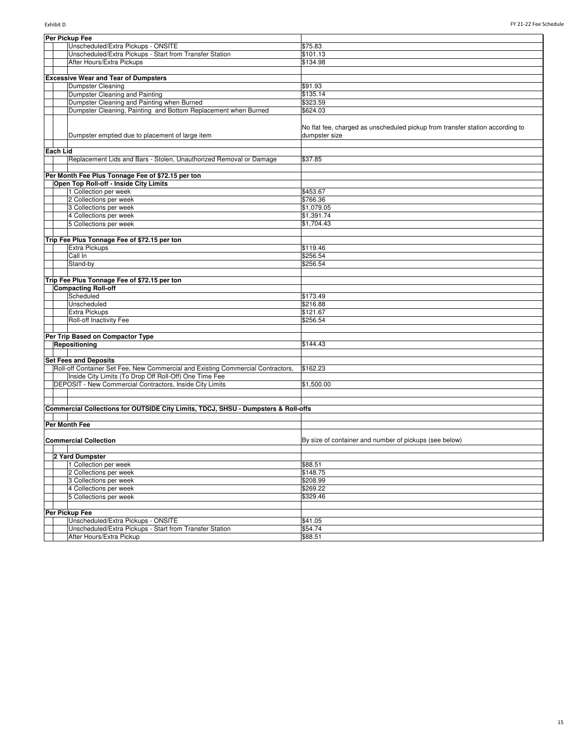| Per Pickup Fee | |
|---|---|
| Unscheduled/Extra Pickups - ONSITE | $75.83 |
| Unscheduled/Extra Pickups - Start from Transfer Station | $101.13 |
| After Hours/Extra Pickups | $134.98 |
| | |
| **Excessive Wear and Tear of Dumpsters** | |
| Dumpster Cleaning | $91.93 |
| Dumpster Cleaning and Painting | $135.14 |
| Dumpster Cleaning and Painting when Burned | $323.59 |
| Dumpster Cleaning, Painting and Bottom Replacement when Burned | $624.03 |
| Dumpster emptied due to placement of large item | No flat fee, charged as unscheduled pickup from transfer station according to dumpster size |
| | |
| **Each Lid** | |
| Replacement Lids and Bars - Stolen, Unauthorized Removal or Damage | $37.85 |
| | |
| **Per Month Fee Plus Tonnage Fee of $72.15 per ton** | |
| **Open Top Roll-off - Inside City Limits** | |
| 1 Collection per week | $453.67 |
| 2 Collections per week | $766.36 |
| 3 Collections per week | $1,079.05 |
| 4 Collections per week | $1,391.74 |
| 5 Collections per week | $1,704.43 |
| | |
| **Trip Fee Plus Tonnage Fee of $72.15 per ton** | |
| Extra Pickups | $119.46 |
| Call In | $256.54 |
| Stand-by | $256.54 |
| | |
| **Trip Fee Plus Tonnage Fee of $72.15 per ton** | |
| **Compacting Roll-off** | |
| Scheduled | $173.49 |
| Unscheduled | $216.88 |
| Extra Pickups | $121.67 |
| Roll-off Inactivity Fee | $256.54 |
| | |
| **Per Trip Based on Compactor Type** | |
| **Repositioning** | $144.43 |
| | |
| **Set Fees and Deposits** | |
| Roll-off Container Set Fee, New Commercial and Existing Commercial Contractors, Inside City Limits (To Drop Off Roll-Off) One Time Fee | $162.23 |
| DEPOSIT - New Commercial Contractors, Inside City Limits | $1,500.00 |
| | |
| | |
| **Commercial Collections for OUTSIDE City Limits, TDCJ, SHSU - Dumpsters & Roll-offs** | |
| | |
| **Per Month Fee** | |
| **Commercial Collection** | By size of container and number of pickups (see below) |
| | |
| **2 Yard Dumpster** | |
| 1 Collection per week | $88.51 |
| 2 Collections per week | $148.75 |
| 3 Collections per week | $208.99 |
| 4 Collections per week | $269.22 |
| 5 Collections per week | $329.46 |
| | |
| **Per Pickup Fee** | |
| Unscheduled/Extra Pickups - ONSITE | $41.05 |
| Unscheduled/Extra Pickups - Start from Transfer Station | $54.74 |
| After Hours/Extra Pickup | $88.51 |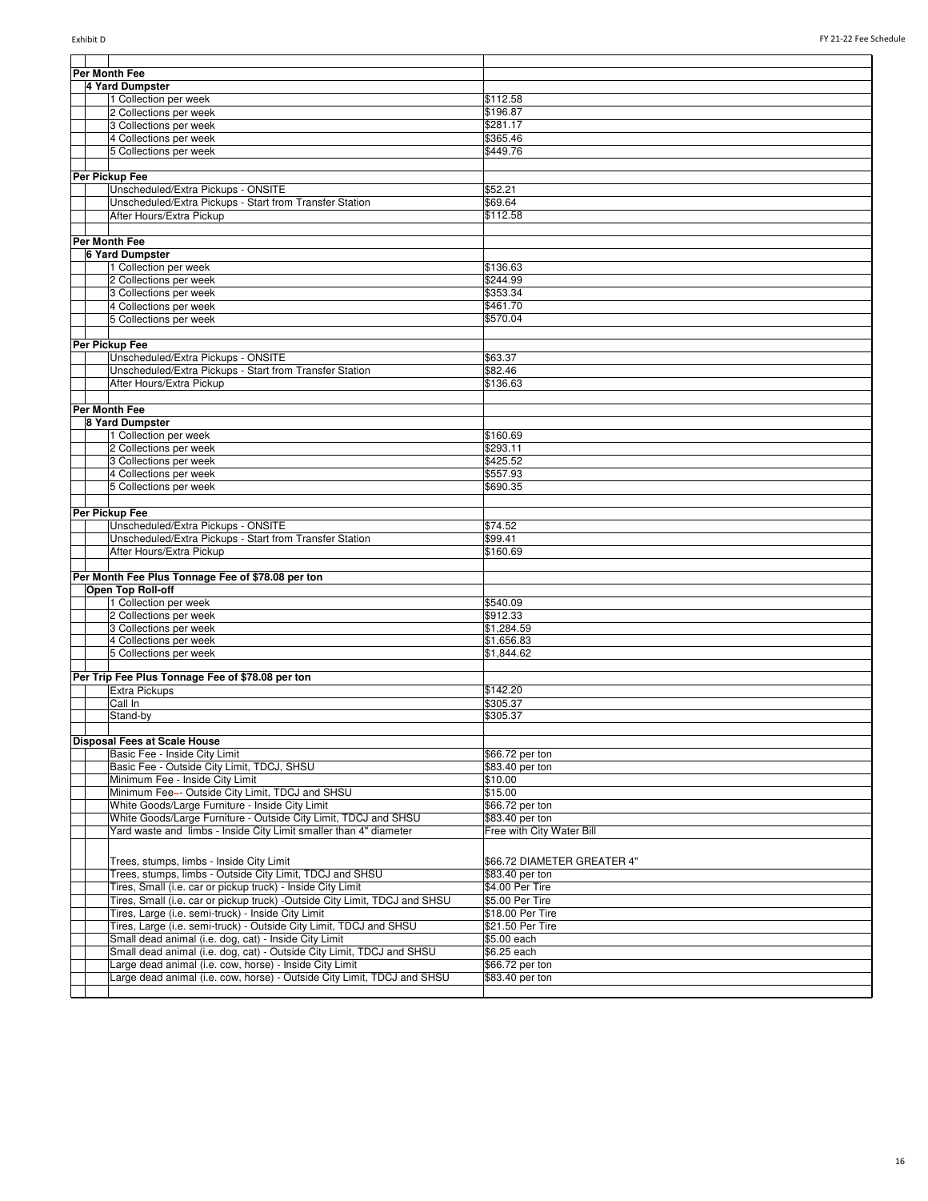| | |
|---|---|
| **Per Month Fee** | |
| **4 Yard Dumpster** | |
| 1 Collection per week | $112.58 |
| 2 Collections per week | $196.87 |
| 3 Collections per week | $281.17 |
| 4 Collections per week | $365.46 |
| 5 Collections per week | $449.76 |
| | |
| **Per Pickup Fee** | |
| Unscheduled/Extra Pickups - ONSITE | $52.21 |
| Unscheduled/Extra Pickups - Start from Transfer Station | $69.64 |
| After Hours/Extra Pickup | $112.58 |
| | |
| **Per Month Fee** | |
| **6 Yard Dumpster** | |
| 1 Collection per week | $136.63 |
| 2 Collections per week | $244.99 |
| 3 Collections per week | $353.34 |
| 4 Collections per week | $461.70 |
| 5 Collections per week | $570.04 |
| | |
| **Per Pickup Fee** | |
| Unscheduled/Extra Pickups - ONSITE | $63.37 |
| Unscheduled/Extra Pickups - Start from Transfer Station | $82.46 |
| After Hours/Extra Pickup | $136.63 |
| | |
| **Per Month Fee** | |
| **8 Yard Dumpster** | |
| 1 Collection per week | $160.69 |
| 2 Collections per week | $293.11 |
| 3 Collections per week | $425.52 |
| 4 Collections per week | $557.93 |
| 5 Collections per week | $690.35 |
| | |
| **Per Pickup Fee** | |
| Unscheduled/Extra Pickups - ONSITE | $74.52 |
| Unscheduled/Extra Pickups - Start from Transfer Station | $99.41 |
| After Hours/Extra Pickup | $160.69 |
| | |
| **Per Month Fee Plus Tonnage Fee of $78.08 per ton** | |
| **Open Top Roll-off** | |
| 1 Collection per week | $540.09 |
| 2 Collections per week | $912.33 |
| 3 Collections per week | $1,284.59 |
| 4 Collections per week | $1,656.83 |
| 5 Collections per week | $1,844.62 |
| | |
| **Per Trip Fee Plus Tonnage Fee of $78.08 per ton** | |
| Extra Pickups | $142.20 |
| Call In | $305.37 |
| Stand-by | $305.37 |
| | |
| **Disposal Fees at Scale House** | |
| Basic Fee - Inside City Limit | $66.72 per ton |
| Basic Fee - Outside City Limit, TDCJ, SHSU | $83.40 per ton |
| Minimum Fee - Inside City Limit | $10.00 |
| Minimum Fee–- Outside City Limit, TDCJ and SHSU | $15.00 |
| White Goods/Large Furniture - Inside City Limit | $66.72 per ton |
| White Goods/Large Furniture - Outside City Limit, TDCJ and SHSU | $83.40 per ton |
| Yard waste and limbs - Inside City Limit smaller than 4" diameter | Free with City Water Bill |
| | |
| Trees, stumps, limbs - Inside City Limit | $66.72 DIAMETER GREATER 4" |
| Trees, stumps, limbs - Outside City Limit, TDCJ and SHSU | $83.40 per ton |
| Tires, Small (i.e. car or pickup truck) - Inside City Limit | $4.00 Per Tire |
| Tires, Small (i.e. car or pickup truck) -Outside City Limit, TDCJ and SHSU | $5.00 Per Tire |
| Tires, Large (i.e. semi-truck) - Inside City Limit | $18.00 Per Tire |
| Tires, Large (i.e. semi-truck) - Outside City Limit, TDCJ and SHSU | $21.50 Per Tire |
| Small dead animal (i.e. dog, cat) - Inside City Limit | $5.00 each |
| Small dead animal (i.e. dog, cat) - Outside City Limit, TDCJ and SHSU | $6.25 each |
| Large dead animal (i.e. cow, horse) - Inside City Limit | $66.72 per ton |
| Large dead animal (i.e. cow, horse) - Outside City Limit, TDCJ and SHSU | $83.40 per ton |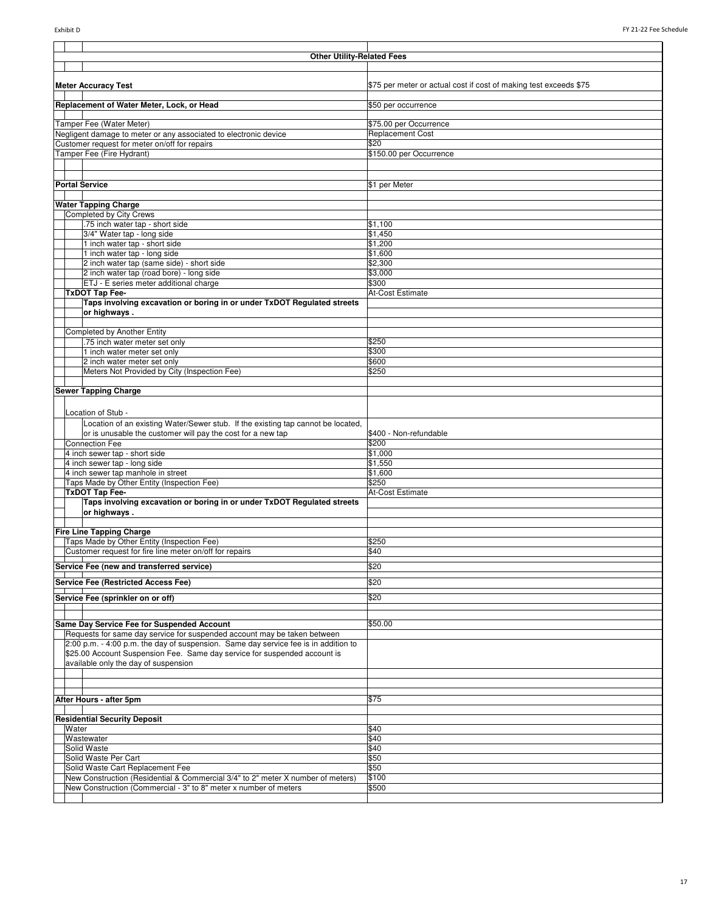| Other Utility-Related Fees | |
|---|---|
| **Meter Accuracy Test** | $75 per meter or actual cost if cost of making test exceeds $75 |
| **Replacement of Water Meter, Lock, or Head** | $50 per occurrence |
| Tamper Fee (Water Meter) | $75.00 per Occurrence |
| Negligent damage to meter or any associated to electronic device | Replacement Cost |
| Customer request for meter on/off for repairs | $20 |
| Tamper Fee (Fire Hydrant) | $150.00 per Occurrence |
| **Portal Service** | $1 per Meter |
| **Water Tapping Charge** | |
| Completed by City Crews | |
| .75 inch water tap - short side | $1,100 |
| 3/4" Water tap - long side | $1,450 |
| 1 inch water tap - short side | $1,200 |
| 1 inch water tap - long side | $1,600 |
| 2 inch water tap (same side) - short side | $2,300 |
| 2 inch water tap (road bore) - long side | $3,000 |
| ETJ - E series meter additional charge | $300 |
| **TxDOT Tap Fee-** | At-Cost Estimate |
| **Taps involving excavation or boring in or under TxDOT Regulated streets or highways .** | |
| Completed by Another Entity | |
| .75 inch water meter set only | $250 |
| 1 inch water meter set only | $300 |
| 2 inch water meter set only | $600 |
| Meters Not Provided by City (Inspection Fee) | $250 |
| **Sewer Tapping Charge** | |
| Location of Stub - | |
| Location of an existing Water/Sewer stub. If the existing tap cannot be located, or is unusable the customer will pay the cost for a new tap | $400 - Non-refundable |
| Connection Fee | $200 |
| 4 inch sewer tap - short side | $1,000 |
| 4 inch sewer tap - long side | $1,550 |
| 4 inch sewer tap manhole in street | $1,600 |
| Taps Made by Other Entity (Inspection Fee) | $250 |
| **TxDOT Tap Fee-** | At-Cost Estimate |
| **Taps involving excavation or boring in or under TxDOT Regulated streets or highways .** | |
| **Fire Line Tapping Charge** | |
| Taps Made by Other Entity (Inspection Fee) | $250 |
| Customer request for fire line meter on/off for repairs | $40 |
| **Service Fee (new and transferred service)** | $20 |
| **Service Fee (Restricted Access Fee)** | $20 |
| **Service Fee (sprinkler on or off)** | $20 |
| **Same Day Service Fee for Suspended Account** | $50.00 |
| Requests for same day service for suspended account may be taken between 2:00 p.m. - 4:00 p.m. the day of suspension. Same day service fee is in addition to $25.00 Account Suspension Fee. Same day service for suspended account is available only the day of suspension | |
| **After Hours - after 5pm** | $75 |
| **Residential Security Deposit** | |
| Water | $40 |
| Wastewater | $40 |
| Solid Waste | $40 |
| Solid Waste Per Cart | $50 |
| Solid Waste Cart Replacement Fee | $50 |
| New Construction (Residential & Commercial 3/4" to 2" meter X number of meters) | $100 |
| New Construction (Commercial - 3" to 8" meter x number of meters | $500 |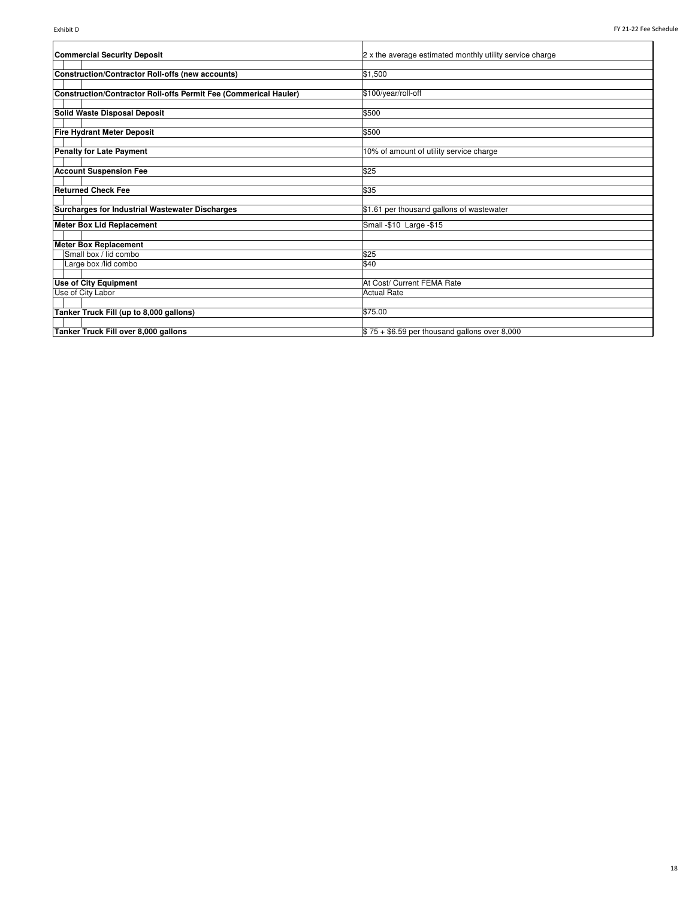| | |
|---|---|
| **Commercial Security Deposit** | 2 x the average estimated monthly utility service charge |
| **Construction/Contractor Roll-offs (new accounts)** | $1,500 |
| **Construction/Contractor Roll-offs Permit Fee (Commerical Hauler)** | $100/year/roll-off |
| **Solid Waste Disposal Deposit** | $500 |
| **Fire Hydrant Meter Deposit** | $500 |
| **Penalty for Late Payment** | 10% of amount of utility service charge |
| **Account Suspension Fee** | $25 |
| **Returned Check Fee** | $35 |
| **Surcharges for Industrial Wastewater Discharges** | $1.61 per thousand gallons of wastewater |
| **Meter Box Lid Replacement** | Small -$10 Large -$15 |
| **Meter Box Replacement** | |
| Small box / lid combo | $25 |
| Large box /lid combo | $40 |
| **Use of City Equipment** | At Cost/ Current FEMA Rate |
| Use of City Labor | Actual Rate |
| **Tanker Truck Fill (up to 8,000 gallons)** | $75.00 |
| **Tanker Truck Fill over 8,000 gallons** | $ 75 + $6.59 per thousand gallons over 8,000 |